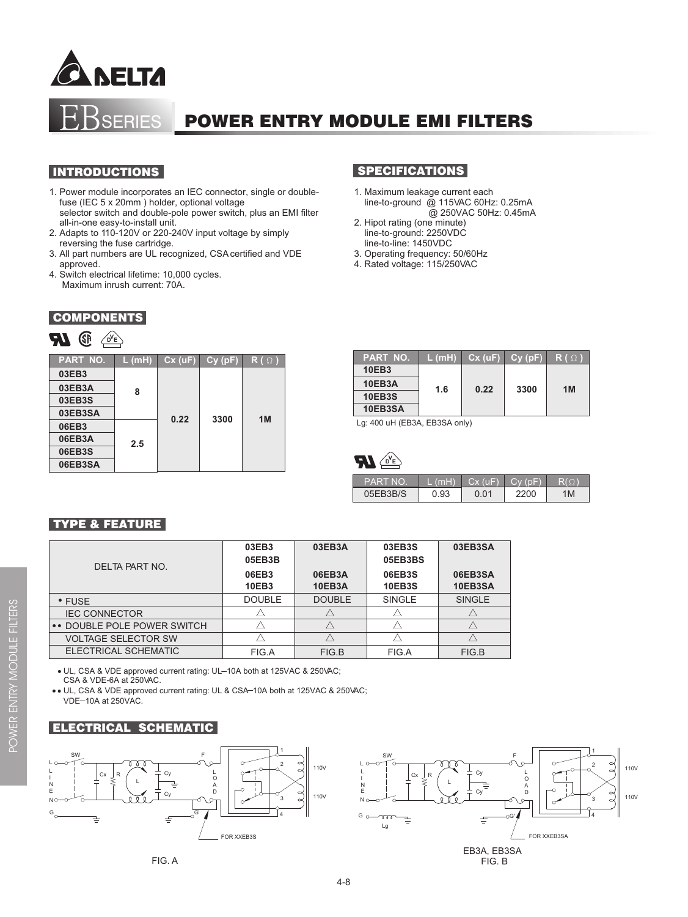# EB SERIES POWER ENTRY MODULE EMI FILTERS

## INTRODUCTIONS

1. Power module incorporates an IEC connector, single or double-fuse (IEC 5 x 20mm ) holder, optional voltage selector switch and double-pole power switch, plus an EMI filter all-in-one easy-to-install unit.
2. Adapts to 110-120V or 220-240V input voltage by simply reversing the fuse cartridge.
3. All part numbers are UL recognized, CSA certified and VDE approved.
4. Switch electrical lifetime: 10,000 cycles. Maximum inrush current: 70A.

## SPECIFICATIONS

1. Maximum leakage current each line-to-ground @ 115VAC 60Hz: 0.25mA
   @ 250VAC 50Hz: 0.45mA
2. Hipot rating (one minute)
   line-to-ground: 2250VDC
   line-to-line: 1450VDC
3. Operating frequency: 50/60Hz
4. Rated voltage: 115/250VAC

## COMPONENTS

| PART NO. | L (mH) | Cx (uF) | Cy (pF) | R ( Ω ) |
|---|---|---|---|---|
| 03EB3 | 8 | 0.22 | 3300 | 1M |
| 03EB3A | | | | |
| 03EB3S | | | | |
| 03EB3SA | | | | |
| 06EB3 | 2.5 | | | |
| 06EB3A | | | | |
| 06EB3S | | | | |
| 06EB3SA | | | | |

| PART NO. | L (mH) | Cx (uF) | Cy (pF) | R ( Ω ) |
|---|---|---|---|---|
| 10EB3 | 1.6 | 0.22 | 3300 | 1M |
| 10EB3A | | | | |
| 10EB3S | | | | |
| 10EB3SA | | | | |

Lg: 400 uH (EB3A, EB3SA only)

| PART NO. | L (mH) | Cx (uF) | Cy (pF) | R(Ω) |
|---|---|---|---|---|
| 05EB3B/S | 0.93 | 0.01 | 2200 | 1M |

## TYPE & FEATURE

| DELTA PART NO. | 03EB3 05EB3B 06EB3 10EB3 | 03EB3A 06EB3A 10EB3A | 03EB3S 05EB3BS 06EB3S 10EB3S | 03EB3SA 06EB3SA 10EB3SA |
|---|---|---|---|---|
| • FUSE | DOUBLE | DOUBLE | SINGLE | SINGLE |
| IEC CONNECTOR | △ | △ | △ | △ |
| •• DOUBLE POLE POWER SWITCH | △ | △ | △ | △ |
| VOLTAGE SELECTOR SW | △ | △ | △ | △ |
| ELECTRICAL SCHEMATIC | FIG.A | FIG.B | FIG.A | FIG.B |

• UL, CSA & VDE approved current rating: UL–10A both at 125VAC & 250VAC; CSA & VDE-6A at 250VAC.

•• UL, CSA & VDE approved current rating: UL & CSA–10A both at 125VAC & 250VAC; VDE–10A at 250VAC.

## ELECTRICAL SCHEMATIC

FOR XXEB3S

FIG. A

FOR XXEB3SA

EB3A, EB3SA
FIG. B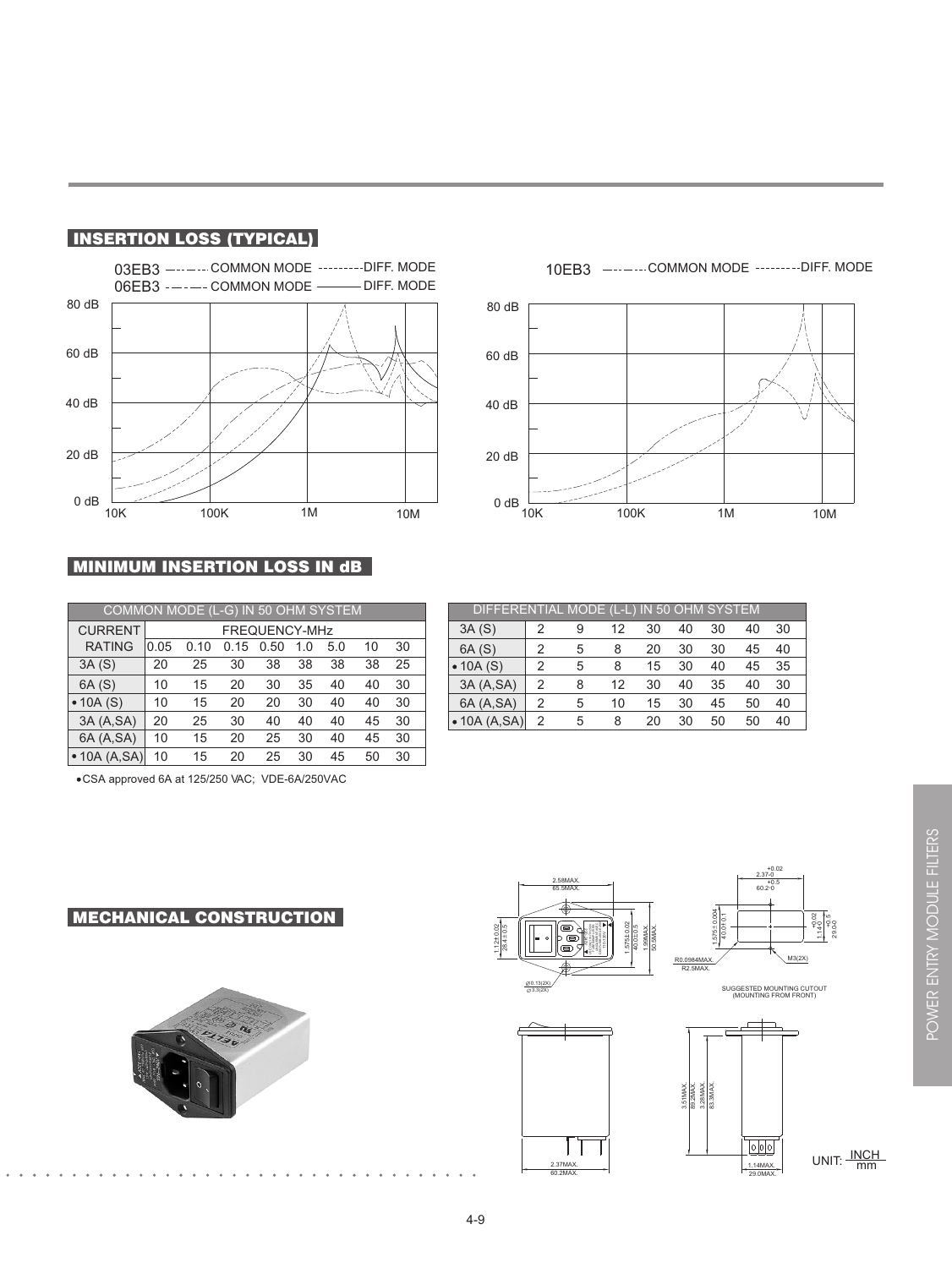## INSERTION LOSS (TYPICAL)

03EB3 COMMON MODE DIFF. MODE
06EB3 COMMON MODE DIFF. MODE

80 dB
60 dB
40 dB
20 dB
0 dB
10K 100K 1M 10M

10EB3 COMMON MODE DIFF. MODE

80 dB
60 dB
40 dB
20 dB
0 dB
10K 100K 1M 10M

## MINIMUM INSERTION LOSS IN dB

| COMMON MODE (L-G) IN 50 OHM SYSTEM | | | | | | | | |
|---|---|---|---|---|---|---|---|---|
| CURRENT RATING | FREQUENCY-MHz | | | | | | | |
| | 0.05 | 0.10 | 0.15 | 0.50 | 1.0 | 5.0 | 10 | 30 |
| 3A (S) | 20 | 25 | 30 | 38 | 38 | 38 | 38 | 25 |
| 6A (S) | 10 | 15 | 20 | 30 | 35 | 40 | 40 | 30 |
| • 10A (S) | 10 | 15 | 20 | 20 | 30 | 40 | 40 | 30 |
| 3A (A,SA) | 20 | 25 | 30 | 40 | 40 | 40 | 45 | 30 |
| 6A (A,SA) | 10 | 15 | 20 | 25 | 30 | 40 | 45 | 30 |
| • 10A (A,SA) | 10 | 15 | 20 | 25 | 30 | 45 | 50 | 30 |

| DIFFERENTIAL MODE (L-L) IN 50 OHM SYSTEM | | | | | | | | |
|---|---|---|---|---|---|---|---|---|
| 3A (S) | 2 | 9 | 12 | 30 | 40 | 30 | 40 | 30 |
| 6A (S) | 2 | 5 | 8 | 20 | 30 | 30 | 45 | 40 |
| • 10A (S) | 2 | 5 | 8 | 15 | 30 | 40 | 45 | 35 |
| 3A (A,SA) | 2 | 8 | 12 | 30 | 40 | 35 | 40 | 30 |
| 6A (A,SA) | 2 | 5 | 10 | 15 | 30 | 45 | 50 | 40 |
| • 10A (A,SA) | 2 | 5 | 8 | 20 | 30 | 50 | 50 | 40 |

• CSA approved 6A at 125/250 VAC; VDE-6A/250VAC

## MECHANICAL CONSTRUCTION

2.58MAX. 65.5MAX.
1.12±0.02 28.4±0.5
1.575±0.02 40.0±0.5
1.99MAX. 50.5MAX.
Ø0.13(2X) Ø3.3(2X)

2.37 +0.02 -0 60.2 +0.5 -0
1.575±0.004 40.0±0.1
1.14 +0.02 -0 29.0 +0.5 -0
R0.0984MAX. R2.5MAX.
M3(2X)
SUGGESTED MOUNTING CUTOUT (MOUNTING FROM FRONT)

2.37MAX. 60.2MAX.

3.51MAX. 89.2MAX.
3.28MAX. 83.3MAX.
1.14MAX. 29.0MAX.

UNIT: INCH / mm

POWER ENTRY MODULE FILTERS